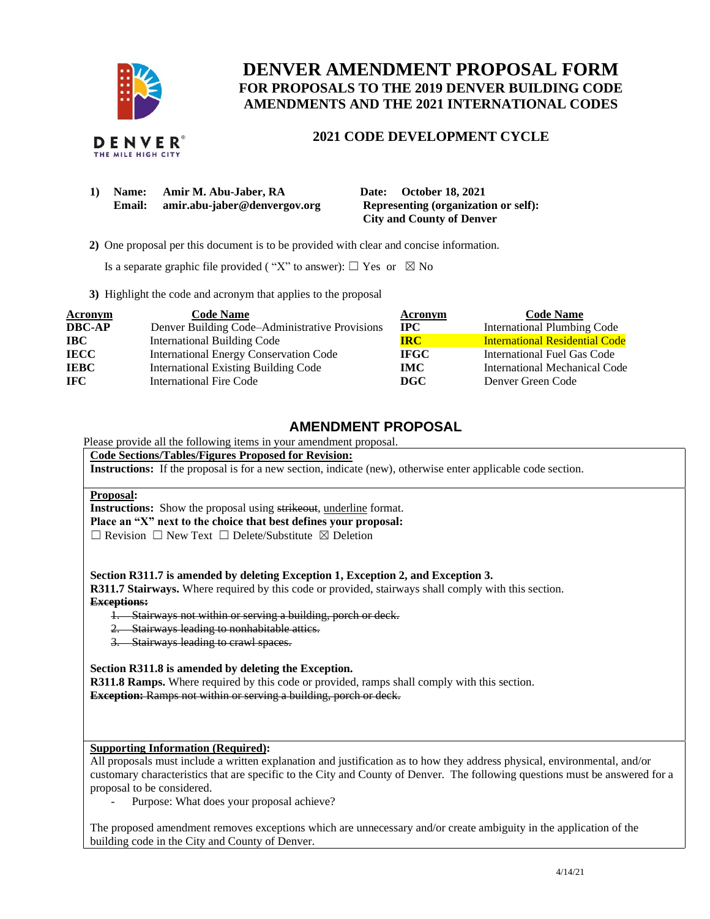# DENVER AMENDMENT PROPOSAL FORM

## FOR PROPOSALS TO THE 2019 DENVER BUILDING CODE AMENDMENTS AND THE 2021 INTERNATIONAL CODES

### 2021 CODE DEVELOPMENT CYCLE

DENVER THE MILE HIGH CITY

**1) Name: Amir M. Abu-Jaber, RA**
**Email: amir.abu-jaber@denvergov.org**

**Date: October 18, 2021**
**Representing (organization or self): City and County of Denver**

**2)** One proposal per this document is to be provided with clear and concise information.

Is a separate graphic file provided ( "X" to answer): ☐ Yes or ☒ No

**3)** Highlight the code and acronym that applies to the proposal

| Acronym | Code Name | Acronym | Code Name |
|---|---|---|---|
| **DBC-AP** | Denver Building Code–Administrative Provisions | **IPC** | International Plumbing Code |
| **IBC** | International Building Code | **IRC** | International Residential Code |
| **IECC** | International Energy Conservation Code | **IFGC** | International Fuel Gas Code |
| **IEBC** | International Existing Building Code | **IMC** | International Mechanical Code |
| **IFC** | International Fire Code | **DGC** | Denver Green Code |

## AMENDMENT PROPOSAL

Please provide all the following items in your amendment proposal.

**Code Sections/Tables/Figures Proposed for Revision:**
**Instructions:** If the proposal is for a new section, indicate (new), otherwise enter applicable code section.

**Proposal:**
**Instructions:** Show the proposal using ~~strikeout~~, underline format.
**Place an "X" next to the choice that best defines your proposal:**
☐ Revision ☐ New Text ☐ Delete/Substitute ☒ Deletion

**Section R311.7 is amended by deleting Exception 1, Exception 2, and Exception 3.**
**R311.7 Stairways.** Where required by this code or provided, stairways shall comply with this section.
~~**Exceptions:**~~

1. ~~Stairways not within or serving a building, porch or deck.~~
2. ~~Stairways leading to nonhabitable attics.~~
3. ~~Stairways leading to crawl spaces.~~

**Section R311.8 is amended by deleting the Exception.**
**R311.8 Ramps.** Where required by this code or provided, ramps shall comply with this section.
~~**Exception:** Ramps not within or serving a building, porch or deck.~~

**Supporting Information (Required):**
All proposals must include a written explanation and justification as to how they address physical, environmental, and/or customary characteristics that are specific to the City and County of Denver. The following questions must be answered for a proposal to be considered.

- Purpose: What does your proposal achieve?

The proposed amendment removes exceptions which are unnecessary and/or create ambiguity in the application of the building code in the City and County of Denver.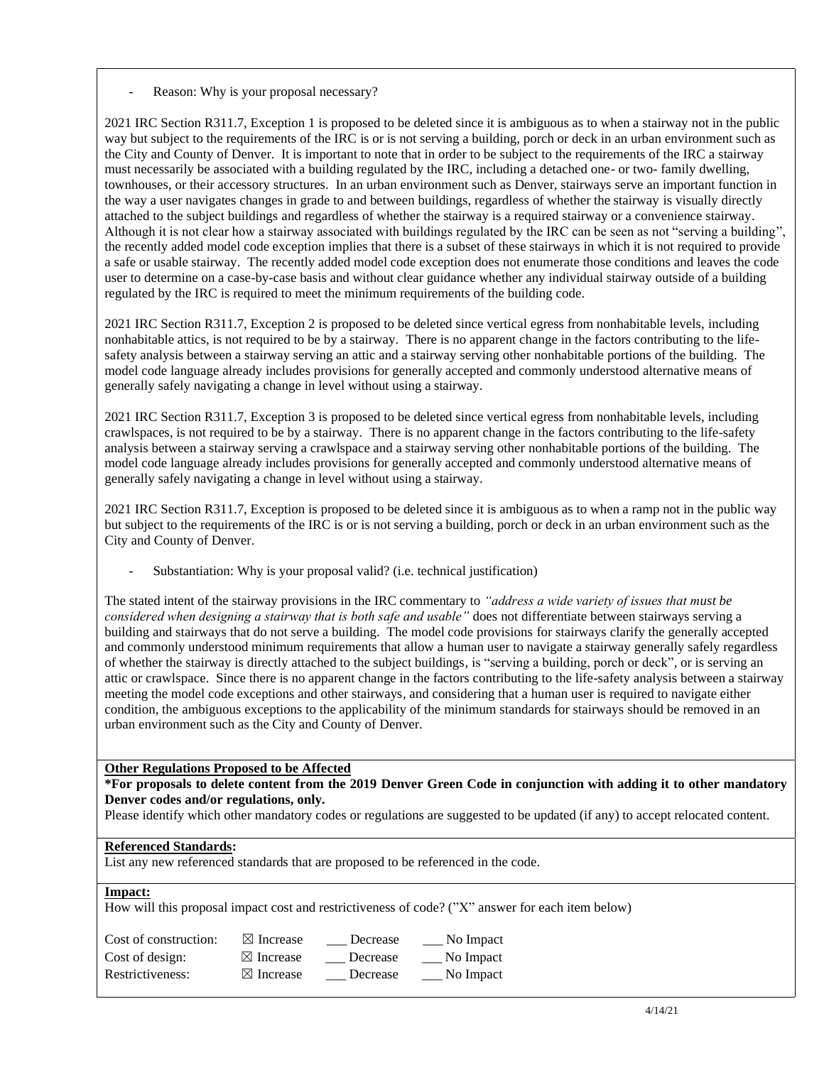- Reason: Why is your proposal necessary?

2021 IRC Section R311.7, Exception 1 is proposed to be deleted since it is ambiguous as to when a stairway not in the public way but subject to the requirements of the IRC is or is not serving a building, porch or deck in an urban environment such as the City and County of Denver. It is important to note that in order to be subject to the requirements of the IRC a stairway must necessarily be associated with a building regulated by the IRC, including a detached one- or two- family dwelling, townhouses, or their accessory structures. In an urban environment such as Denver, stairways serve an important function in the way a user navigates changes in grade to and between buildings, regardless of whether the stairway is visually directly attached to the subject buildings and regardless of whether the stairway is a required stairway or a convenience stairway. Although it is not clear how a stairway associated with buildings regulated by the IRC can be seen as not "serving a building", the recently added model code exception implies that there is a subset of these stairways in which it is not required to provide a safe or usable stairway. The recently added model code exception does not enumerate those conditions and leaves the code user to determine on a case-by-case basis and without clear guidance whether any individual stairway outside of a building regulated by the IRC is required to meet the minimum requirements of the building code.

2021 IRC Section R311.7, Exception 2 is proposed to be deleted since vertical egress from nonhabitable levels, including nonhabitable attics, is not required to be by a stairway. There is no apparent change in the factors contributing to the life-safety analysis between a stairway serving an attic and a stairway serving other nonhabitable portions of the building. The model code language already includes provisions for generally accepted and commonly understood alternative means of generally safely navigating a change in level without using a stairway.

2021 IRC Section R311.7, Exception 3 is proposed to be deleted since vertical egress from nonhabitable levels, including crawlspaces, is not required to be by a stairway. There is no apparent change in the factors contributing to the life-safety analysis between a stairway serving a crawlspace and a stairway serving other nonhabitable portions of the building. The model code language already includes provisions for generally accepted and commonly understood alternative means of generally safely navigating a change in level without using a stairway.

2021 IRC Section R311.7, Exception is proposed to be deleted since it is ambiguous as to when a ramp not in the public way but subject to the requirements of the IRC is or is not serving a building, porch or deck in an urban environment such as the City and County of Denver.

- Substantiation: Why is your proposal valid? (i.e. technical justification)

The stated intent of the stairway provisions in the IRC commentary to *"address a wide variety of issues that must be considered when designing a stairway that is both safe and usable"* does not differentiate between stairways serving a building and stairways that do not serve a building. The model code provisions for stairways clarify the generally accepted and commonly understood minimum requirements that allow a human user to navigate a stairway generally safely regardless of whether the stairway is directly attached to the subject buildings, is "serving a building, porch or deck", or is serving an attic or crawlspace. Since there is no apparent change in the factors contributing to the life-safety analysis between a stairway meeting the model code exceptions and other stairways, and considering that a human user is required to navigate either condition, the ambiguous exceptions to the applicability of the minimum standards for stairways should be removed in an urban environment such as the City and County of Denver.

**Other Regulations Proposed to be Affected**

**\*For proposals to delete content from the 2019 Denver Green Code in conjunction with adding it to other mandatory Denver codes and/or regulations, only.**

Please identify which other mandatory codes or regulations are suggested to be updated (if any) to accept relocated content.

**Referenced Standards:**

List any new referenced standards that are proposed to be referenced in the code.

**Impact:**

How will this proposal impact cost and restrictiveness of code? ("X" answer for each item below)

| | | | |
|---|---|---|---|
| Cost of construction: | ☒ Increase | ___ Decrease | ___ No Impact |
| Cost of design: | ☒ Increase | ___ Decrease | ___ No Impact |
| Restrictiveness: | ☒ Increase | ___ Decrease | ___ No Impact |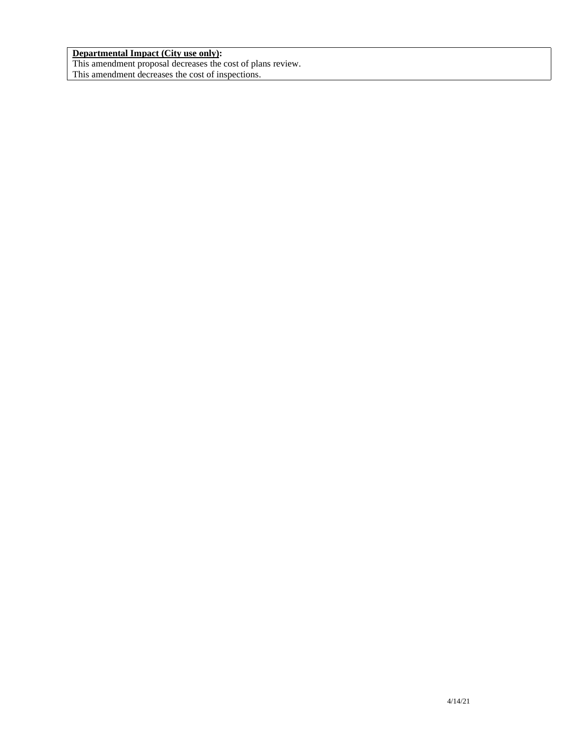**Departmental Impact (City use only):**

This amendment proposal decreases the cost of plans review.

This amendment decreases the cost of inspections.

4/14/21